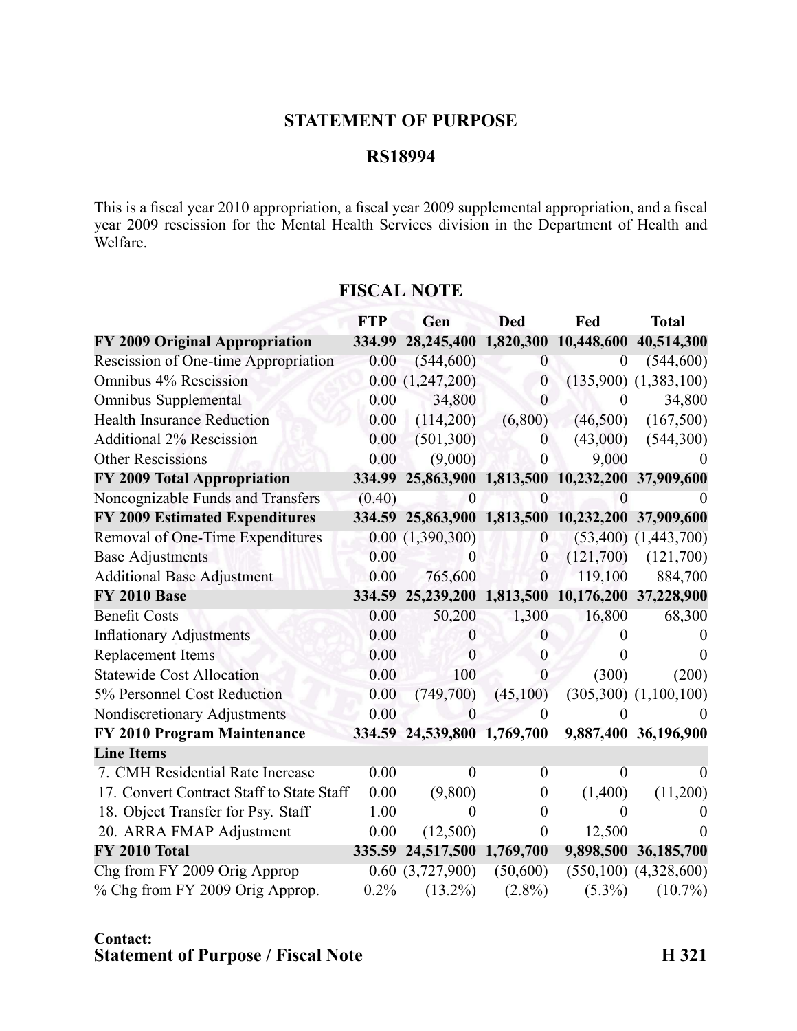## STATEMENT OF PURPOSE

## RS18994

This is a fiscal year 2010 appropriation, a fiscal year 2009 supplemental appropriation, and a fiscal year 2009 rescission for the Mental Health Services division in the Department of Health and Welfare.

## FISCAL NOTE

| | FTP | Gen | Ded | Fed | Total |
|---|---|---|---|---|---|
| **FY 2009 Original Appropriation** | **334.99** | **28,245,400** | **1,820,300** | **10,448,600** | **40,514,300** |
| Rescission of One-time Appropriation | 0.00 | (544,600) | 0 | 0 | (544,600) |
| Omnibus 4% Rescission | 0.00 | (1,247,200) | 0 | (135,900) | (1,383,100) |
| Omnibus Supplemental | 0.00 | 34,800 | 0 | 0 | 34,800 |
| Health Insurance Reduction | 0.00 | (114,200) | (6,800) | (46,500) | (167,500) |
| Additional 2% Rescission | 0.00 | (501,300) | 0 | (43,000) | (544,300) |
| Other Rescissions | 0.00 | (9,000) | 0 | 9,000 | 0 |
| **FY 2009 Total Appropriation** | **334.99** | **25,863,900** | **1,813,500** | **10,232,200** | **37,909,600** |
| Noncognizable Funds and Transfers | (0.40) | 0 | 0 | 0 | 0 |
| **FY 2009 Estimated Expenditures** | **334.59** | **25,863,900** | **1,813,500** | **10,232,200** | **37,909,600** |
| Removal of One-Time Expenditures | 0.00 | (1,390,300) | 0 | (53,400) | (1,443,700) |
| Base Adjustments | 0.00 | 0 | 0 | (121,700) | (121,700) |
| Additional Base Adjustment | 0.00 | 765,600 | 0 | 119,100 | 884,700 |
| **FY 2010 Base** | **334.59** | **25,239,200** | **1,813,500** | **10,176,200** | **37,228,900** |
| Benefit Costs | 0.00 | 50,200 | 1,300 | 16,800 | 68,300 |
| Inflationary Adjustments | 0.00 | 0 | 0 | 0 | 0 |
| Replacement Items | 0.00 | 0 | 0 | 0 | 0 |
| Statewide Cost Allocation | 0.00 | 100 | 0 | (300) | (200) |
| 5% Personnel Cost Reduction | 0.00 | (749,700) | (45,100) | (305,300) | (1,100,100) |
| Nondiscretionary Adjustments | 0.00 | 0 | 0 | 0 | 0 |
| **FY 2010 Program Maintenance** | **334.59** | **24,539,800** | **1,769,700** | **9,887,400** | **36,196,900** |
| **Line Items** | | | | | |
| 7. CMH Residential Rate Increase | 0.00 | 0 | 0 | 0 | 0 |
| 17. Convert Contract Staff to State Staff | 0.00 | (9,800) | 0 | (1,400) | (11,200) |
| 18. Object Transfer for Psy. Staff | 1.00 | 0 | 0 | 0 | 0 |
| 20. ARRA FMAP Adjustment | 0.00 | (12,500) | 0 | 12,500 | 0 |
| **FY 2010 Total** | **335.59** | **24,517,500** | **1,769,700** | **9,898,500** | **36,185,700** |
| Chg from FY 2009 Orig Approp | 0.60 | (3,727,900) | (50,600) | (550,100) | (4,328,600) |
| % Chg from FY 2009 Orig Approp. | 0.2% | (13.2%) | (2.8%) | (5.3%) | (10.7%) |

**Contact:**

**Statement of Purpose / Fiscal Note** **H 321**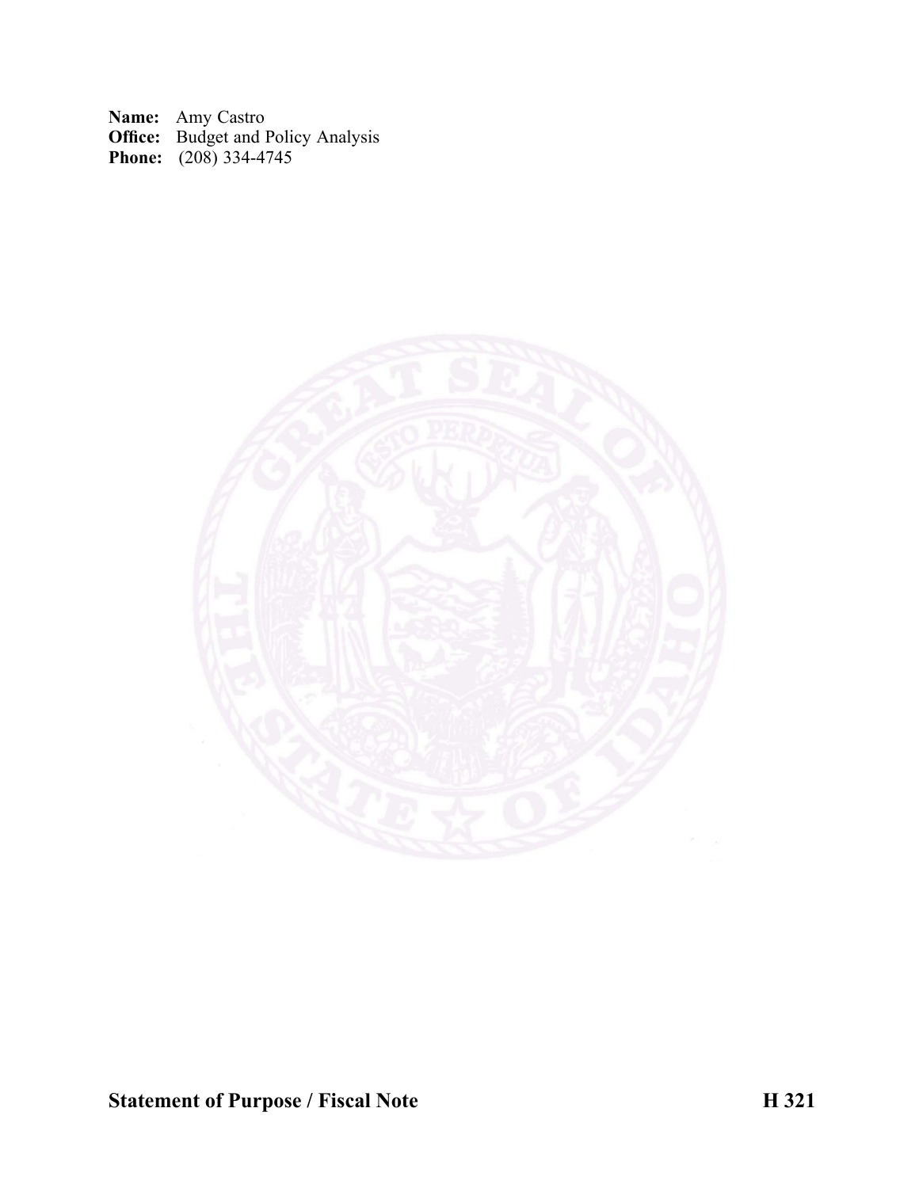**Name:** Amy Castro
**Office:** Budget and Policy Analysis
**Phone:** (208) 334-4745